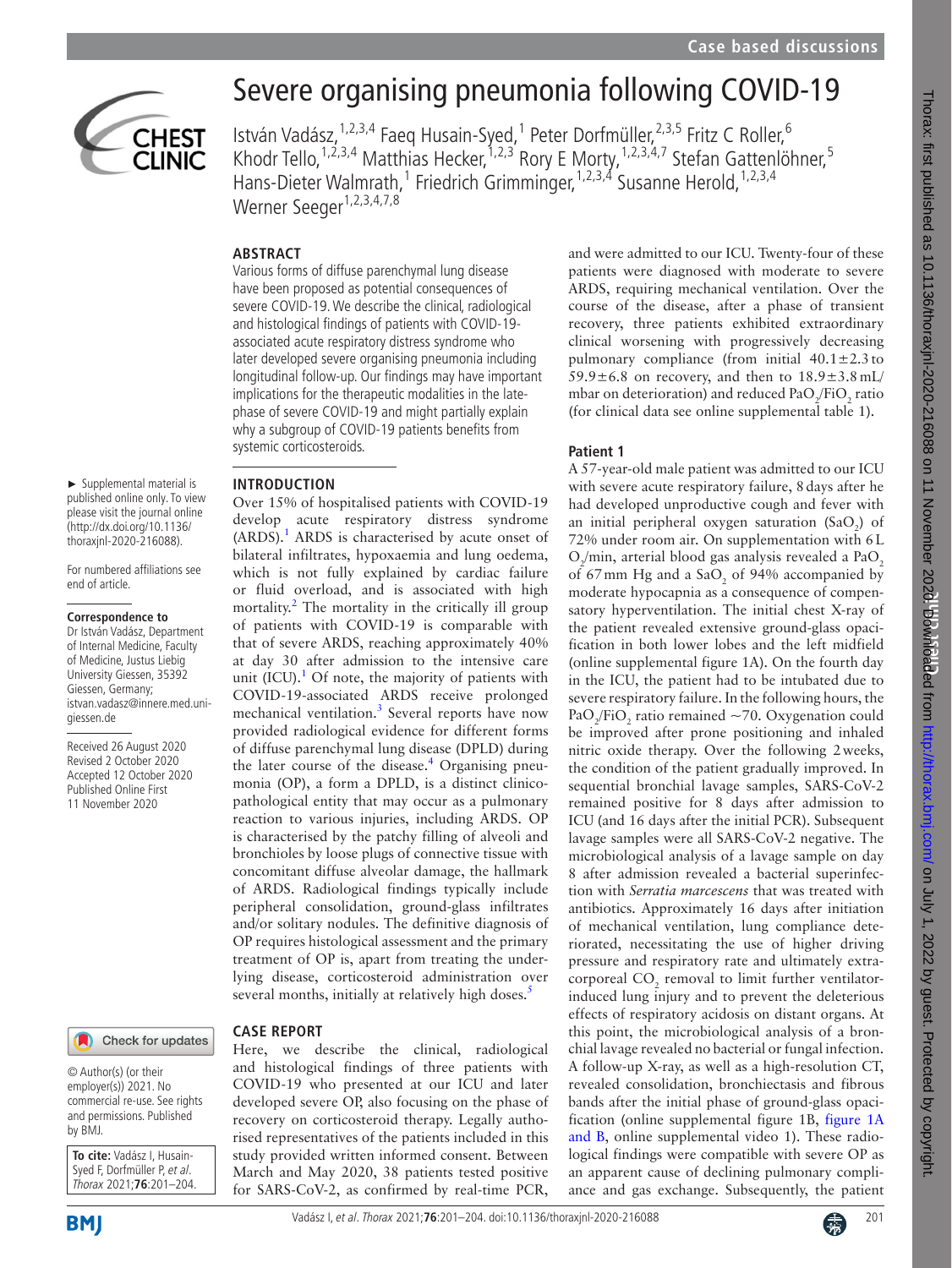# Severe organising pneumonia following COVID-19

István Vadász,[1,2,3,4] Faeq Husain-Syed,[1] Peter Dorfmüller,[2,3,5] Fritz C Roller,[6] Khodr Tello,[1,2,3,4] Matthias Hecker,[1,2,3] Rory E Morty,[1,2,3,4,7] Stefan Gattenlöhner,[5] Hans-Dieter Walmrath,[1] Friedrich Grimminger,[1,2,3,4] Susanne Herold,[1,2,3,4] Werner Seeger[1,2,3,4,7,8]

## ABSTRACT

Various forms of diffuse parenchymal lung disease have been proposed as potential consequences of severe COVID-19. We describe the clinical, radiological and histological findings of patients with COVID-19-associated acute respiratory distress syndrome who later developed severe organising pneumonia including longitudinal follow-up. Our findings may have important implications for the therapeutic modalities in the late-phase of severe COVID-19 and might partially explain why a subgroup of COVID-19 patients benefits from systemic corticosteroids.

► Supplemental material is published online only. To view please visit the journal online (http://dx.doi.org/10.1136/thoraxjnl-2020-216088).

For numbered affiliations see end of article.

**Correspondence to**
Dr István Vadász, Department of Internal Medicine, Faculty of Medicine, Justus Liebig University Giessen, 35392 Giessen, Germany; istvan.vadasz@innere.med.uni-giessen.de

Received 26 August 2020
Revised 2 October 2020
Accepted 12 October 2020
Published Online First 11 November 2020

© Author(s) (or their employer(s)) 2021. No commercial re-use. See rights and permissions. Published by BMJ.

**To cite:** Vadász I, Husain-Syed F, Dorfmüller P, *et al*. *Thorax* 2021;**76**:201–204.

## INTRODUCTION

Over 15% of hospitalised patients with COVID-19 develop acute respiratory distress syndrome (ARDS).[1] ARDS is characterised by acute onset of bilateral infiltrates, hypoxaemia and lung oedema, which is not fully explained by cardiac failure or fluid overload, and is associated with high mortality.[2] The mortality in the critically ill group of patients with COVID-19 is comparable with that of severe ARDS, reaching approximately 40% at day 30 after admission to the intensive care unit (ICU).[1] Of note, the majority of patients with COVID-19-associated ARDS receive prolonged mechanical ventilation.[3] Several reports have now provided radiological evidence for different forms of diffuse parenchymal lung disease (DPLD) during the later course of the disease.[4] Organising pneumonia (OP), a form a DPLD, is a distinct clinicopathological entity that may occur as a pulmonary reaction to various injuries, including ARDS. OP is characterised by the patchy filling of alveoli and bronchioles by loose plugs of connective tissue with concomitant diffuse alveolar damage, the hallmark of ARDS. Radiological findings typically include peripheral consolidation, ground-glass infiltrates and/or solitary nodules. The definitive diagnosis of OP requires histological assessment and the primary treatment of OP is, apart from treating the underlying disease, corticosteroid administration over several months, initially at relatively high doses.[5]

## CASE REPORT

Here, we describe the clinical, radiological and histological findings of three patients with COVID-19 who presented at our ICU and later developed severe OP, also focusing on the phase of recovery on corticosteroid therapy. Legally authorised representatives of the patients included in this study provided written informed consent. Between March and May 2020, 38 patients tested positive for SARS-CoV-2, as confirmed by real-time PCR, and were admitted to our ICU. Twenty-four of these patients were diagnosed with moderate to severe ARDS, requiring mechanical ventilation. Over the course of the disease, after a phase of transient recovery, three patients exhibited extraordinary clinical worsening with progressively decreasing pulmonary compliance (from initial 40.1±2.3 to 59.9±6.8 on recovery, and then to 18.9±3.8 mL/mbar on deterioration) and reduced $PaO_2/FiO_2$ ratio (for clinical data see online supplemental table 1).

### Patient 1

A 57-year-old male patient was admitted to our ICU with severe acute respiratory failure, 8 days after he had developed unproductive cough and fever with an initial peripheral oxygen saturation ($SaO_2$) of 72% under room air. On supplementation with 6 L $O_2$/min, arterial blood gas analysis revealed a $PaO_2$ of 67 mm Hg and a $SaO_2$ of 94% accompanied by moderate hypocapnia as a consequence of compensatory hyperventilation. The initial chest X-ray of the patient revealed extensive ground-glass opacification in both lower lobes and the left midfield (online supplemental figure 1A). On the fourth day in the ICU, the patient had to be intubated due to severe respiratory failure. In the following hours, the $PaO_2/FiO_2$ ratio remained ~70. Oxygenation could be improved after prone positioning and inhaled nitric oxide therapy. Over the following 2 weeks, the condition of the patient gradually improved. In sequential bronchial lavage samples, SARS-CoV-2 remained positive for 8 days after admission to ICU (and 16 days after the initial PCR). Subsequent lavage samples were all SARS-CoV-2 negative. The microbiological analysis of a lavage sample on day 8 after admission revealed a bacterial superinfection with *Serratia marcescens* that was treated with antibiotics. Approximately 16 days after initiation of mechanical ventilation, lung compliance deteriorated, necessitating the use of higher driving pressure and respiratory rate and ultimately extracorporeal $CO_2$ removal to limit further ventilator-induced lung injury and to prevent the deleterious effects of respiratory acidosis on distant organs. At this point, the microbiological analysis of a bronchial lavage revealed no bacterial or fungal infection. A follow-up X-ray, as well as a high-resolution CT, revealed consolidation, bronchiectasis and fibrous bands after the initial phase of ground-glass opacification (online supplemental figure 1B, figure 1A and B, online supplemental video 1). These radiological findings were compatible with severe OP as an apparent cause of declining pulmonary compliance and gas exchange. Subsequently, the patient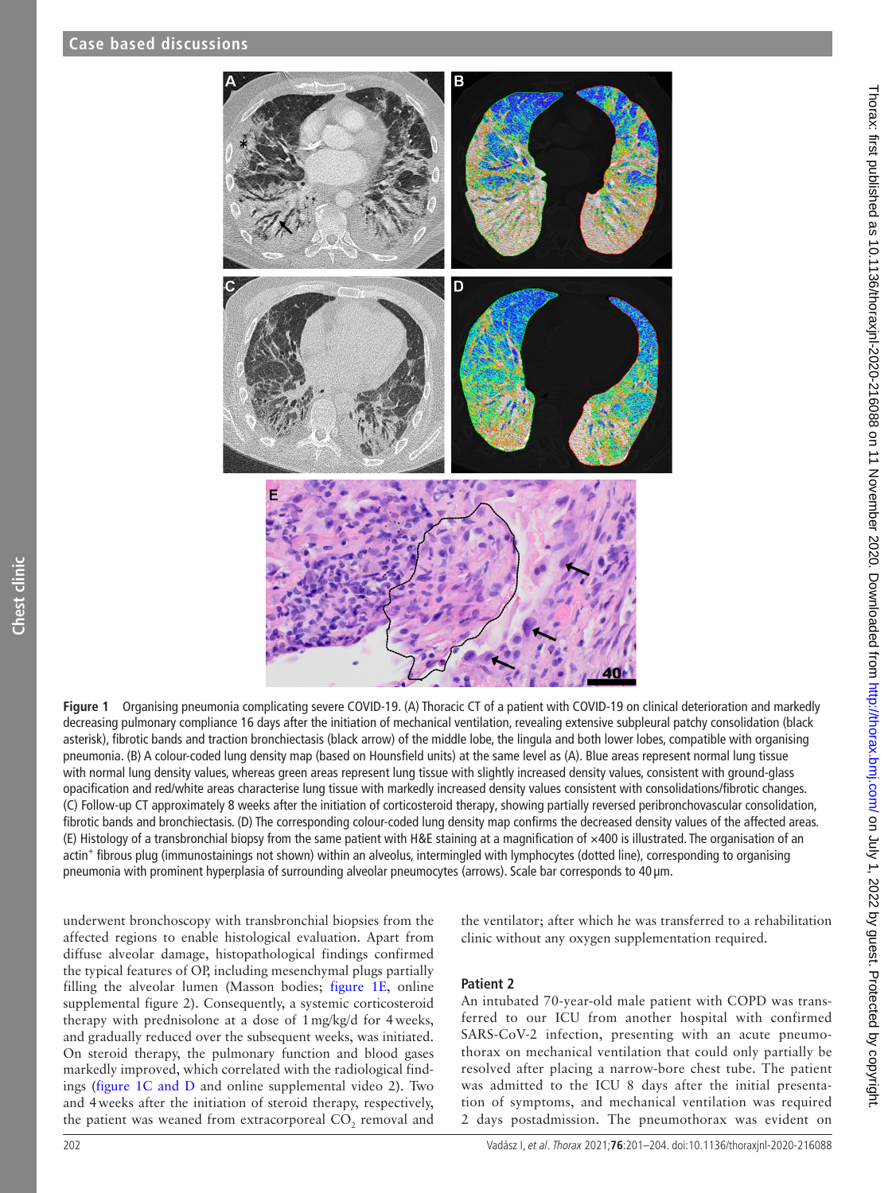**Figure 1** Organising pneumonia complicating severe COVID-19. (A) Thoracic CT of a patient with COVID-19 on clinical deterioration and markedly decreasing pulmonary compliance 16 days after the initiation of mechanical ventilation, revealing extensive subpleural patchy consolidation (black asterisk), fibrotic bands and traction bronchiectasis (black arrow) of the middle lobe, the lingula and both lower lobes, compatible with organising pneumonia. (B) A colour-coded lung density map (based on Hounsfield units) at the same level as (A). Blue areas represent normal lung tissue with normal lung density values, whereas green areas represent lung tissue with slightly increased density values, consistent with ground-glass opacification and red/white areas characterise lung tissue with markedly increased density values consistent with consolidations/fibrotic changes. (C) Follow-up CT approximately 8 weeks after the initiation of corticosteroid therapy, showing partially reversed peribronchovascular consolidation, fibrotic bands and bronchiectasis. (D) The corresponding colour-coded lung density map confirms the decreased density values of the affected areas. (E) Histology of a transbronchial biopsy from the same patient with H&E staining at a magnification of ×400 is illustrated. The organisation of an actin$^{+}$ fibrous plug (immunostainings not shown) within an alveolus, intermingled with lymphocytes (dotted line), corresponding to organising pneumonia with prominent hyperplasia of surrounding alveolar pneumocytes (arrows). Scale bar corresponds to 40 µm.

underwent bronchoscopy with transbronchial biopsies from the affected regions to enable histological evaluation. Apart from diffuse alveolar damage, histopathological findings confirmed the typical features of OP, including mesenchymal plugs partially filling the alveolar lumen (Masson bodies; figure 1E, online supplemental figure 2). Consequently, a systemic corticosteroid therapy with prednisolone at a dose of 1 mg/kg/d for 4 weeks, and gradually reduced over the subsequent weeks, was initiated. On steroid therapy, the pulmonary function and blood gases markedly improved, which correlated with the radiological findings (figure 1C and D and online supplemental video 2). Two and 4 weeks after the initiation of steroid therapy, respectively, the patient was weaned from extracorporeal $CO_2$ removal and the ventilator; after which he was transferred to a rehabilitation clinic without any oxygen supplementation required.

### Patient 2

An intubated 70-year-old male patient with COPD was transferred to our ICU from another hospital with confirmed SARS-CoV-2 infection, presenting with an acute pneumothorax on mechanical ventilation that could only partially be resolved after placing a narrow-bore chest tube. The patient was admitted to the ICU 8 days after the initial presentation of symptoms, and mechanical ventilation was required 2 days postadmission. The pneumothorax was evident on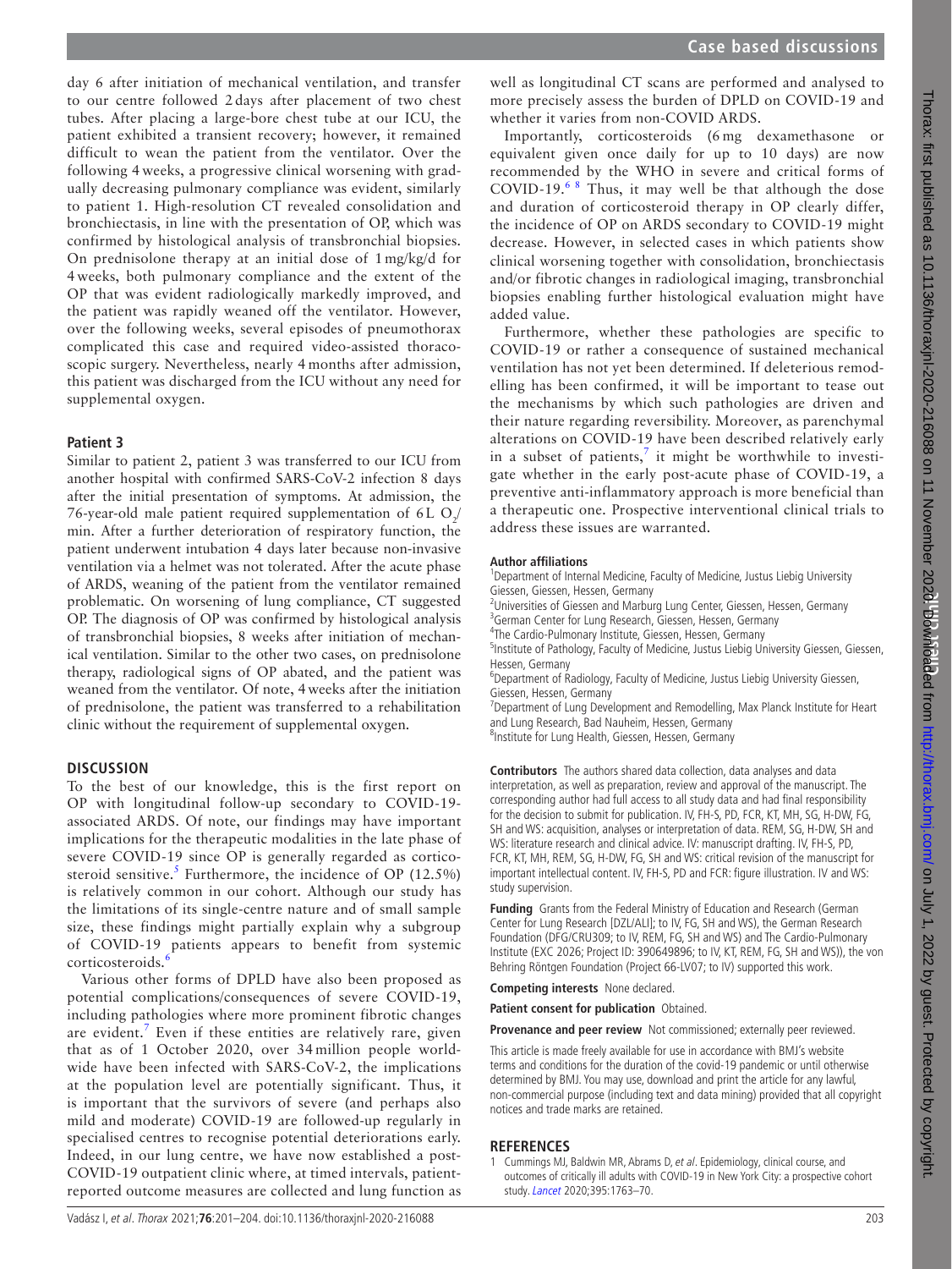day 6 after initiation of mechanical ventilation, and transfer to our centre followed 2 days after placement of two chest tubes. After placing a large-bore chest tube at our ICU, the patient exhibited a transient recovery; however, it remained difficult to wean the patient from the ventilator. Over the following 4 weeks, a progressive clinical worsening with gradually decreasing pulmonary compliance was evident, similarly to patient 1. High-resolution CT revealed consolidation and bronchiectasis, in line with the presentation of OP, which was confirmed by histological analysis of transbronchial biopsies. On prednisolone therapy at an initial dose of 1 mg/kg/d for 4 weeks, both pulmonary compliance and the extent of the OP that was evident radiologically markedly improved, and the patient was rapidly weaned off the ventilator. However, over the following weeks, several episodes of pneumothorax complicated this case and required video-assisted thoracoscopic surgery. Nevertheless, nearly 4 months after admission, this patient was discharged from the ICU without any need for supplemental oxygen.

### Patient 3

Similar to patient 2, patient 3 was transferred to our ICU from another hospital with confirmed SARS-CoV-2 infection 8 days after the initial presentation of symptoms. At admission, the 76-year-old male patient required supplementation of 6 L $O_2$/min. After a further deterioration of respiratory function, the patient underwent intubation 4 days later because non-invasive ventilation via a helmet was not tolerated. After the acute phase of ARDS, weaning of the patient from the ventilator remained problematic. On worsening of lung compliance, CT suggested OP. The diagnosis of OP was confirmed by histological analysis of transbronchial biopsies, 8 weeks after initiation of mechanical ventilation. Similar to the other two cases, on prednisolone therapy, radiological signs of OP abated, and the patient was weaned from the ventilator. Of note, 4 weeks after the initiation of prednisolone, the patient was transferred to a rehabilitation clinic without the requirement of supplemental oxygen.

## DISCUSSION

To the best of our knowledge, this is the first report on OP with longitudinal follow-up secondary to COVID-19-associated ARDS. Of note, our findings may have important implications for the therapeutic modalities in the late phase of severe COVID-19 since OP is generally regarded as corticosteroid sensitive.[5] Furthermore, the incidence of OP (12.5%) is relatively common in our cohort. Although our study has the limitations of its single-centre nature and of small sample size, these findings might partially explain why a subgroup of COVID-19 patients appears to benefit from systemic corticosteroids.[6]

Various other forms of DPLD have also been proposed as potential complications/consequences of severe COVID-19, including pathologies where more prominent fibrotic changes are evident.[7] Even if these entities are relatively rare, given that as of 1 October 2020, over 34 million people worldwide have been infected with SARS-CoV-2, the implications at the population level are potentially significant. Thus, it is important that the survivors of severe (and perhaps also mild and moderate) COVID-19 are followed-up regularly in specialised centres to recognise potential deteriorations early. Indeed, in our lung centre, we have now established a post-COVID-19 outpatient clinic where, at timed intervals, patient-reported outcome measures are collected and lung function as well as longitudinal CT scans are performed and analysed to more precisely assess the burden of DPLD on COVID-19 and whether it varies from non-COVID ARDS.

Importantly, corticosteroids (6 mg dexamethasone or equivalent given once daily for up to 10 days) are now recommended by the WHO in severe and critical forms of COVID-19.[6,8] Thus, it may well be that although the dose and duration of corticosteroid therapy in OP clearly differ, the incidence of OP on ARDS secondary to COVID-19 might decrease. However, in selected cases in which patients show clinical worsening together with consolidation, bronchiectasis and/or fibrotic changes in radiological imaging, transbronchial biopsies enabling further histological evaluation might have added value.

Furthermore, whether these pathologies are specific to COVID-19 or rather a consequence of sustained mechanical ventilation has not yet been determined. If deleterious remodelling has been confirmed, it will be important to tease out the mechanisms by which such pathologies are driven and their nature regarding reversibility. Moreover, as parenchymal alterations on COVID-19 have been described relatively early in a subset of patients,[7] it might be worthwhile to investigate whether in the early post-acute phase of COVID-19, a preventive anti-inflammatory approach is more beneficial than a therapeutic one. Prospective interventional clinical trials to address these issues are warranted.

**Author affiliations**
[1]Department of Internal Medicine, Faculty of Medicine, Justus Liebig University Giessen, Giessen, Hessen, Germany
[2]Universities of Giessen and Marburg Lung Center, Giessen, Hessen, Germany
[3]German Center for Lung Research, Giessen, Hessen, Germany
[4]The Cardio-Pulmonary Institute, Giessen, Hessen, Germany
[5]Institute of Pathology, Faculty of Medicine, Justus Liebig University Giessen, Giessen, Hessen, Germany
[6]Department of Radiology, Faculty of Medicine, Justus Liebig University Giessen, Giessen, Hessen, Germany
[7]Department of Lung Development and Remodelling, Max Planck Institute for Heart and Lung Research, Bad Nauheim, Hessen, Germany
[8]Institute for Lung Health, Giessen, Hessen, Germany

**Contributors** The authors shared data collection, data analyses and data interpretation, as well as preparation, review and approval of the manuscript. The corresponding author had full access to all study data and had final responsibility for the decision to submit for publication. IV, FH-S, PD, FCR, KT, MH, SG, H-DW, FG, SH and WS: acquisition, analyses or interpretation of data. REM, SG, H-DW, SH and WS: literature research and clinical advice. IV: manuscript drafting. IV, FH-S, PD, FCR, KT, MH, REM, SG, H-DW, FG, SH and WS: critical revision of the manuscript for important intellectual content. IV, FH-S, PD and FCR: figure illustration. IV and WS: study supervision.

**Funding** Grants from the Federal Ministry of Education and Research (German Center for Lung Research [DZL/ALI]; to IV, FG, SH and WS), the German Research Foundation (DFG/CRU309; to IV, REM, FG, SH and WS) and The Cardio-Pulmonary Institute (EXC 2026; Project ID: 390649896; to IV, KT, REM, FG, SH and WS)), the von Behring Röntgen Foundation (Project 66-LV07; to IV) supported this work.

**Competing interests** None declared.

**Patient consent for publication** Obtained.

**Provenance and peer review** Not commissioned; externally peer reviewed.

This article is made freely available for use in accordance with BMJ's website terms and conditions for the duration of the covid-19 pandemic or until otherwise determined by BMJ. You may use, download and print the article for any lawful, non-commercial purpose (including text and data mining) provided that all copyright notices and trade marks are retained.

## REFERENCES

1. Cummings MJ, Baldwin MR, Abrams D, *et al*. Epidemiology, clinical course, and outcomes of critically ill adults with COVID-19 in New York City: a prospective cohort study. *Lancet* 2020;395:1763–70.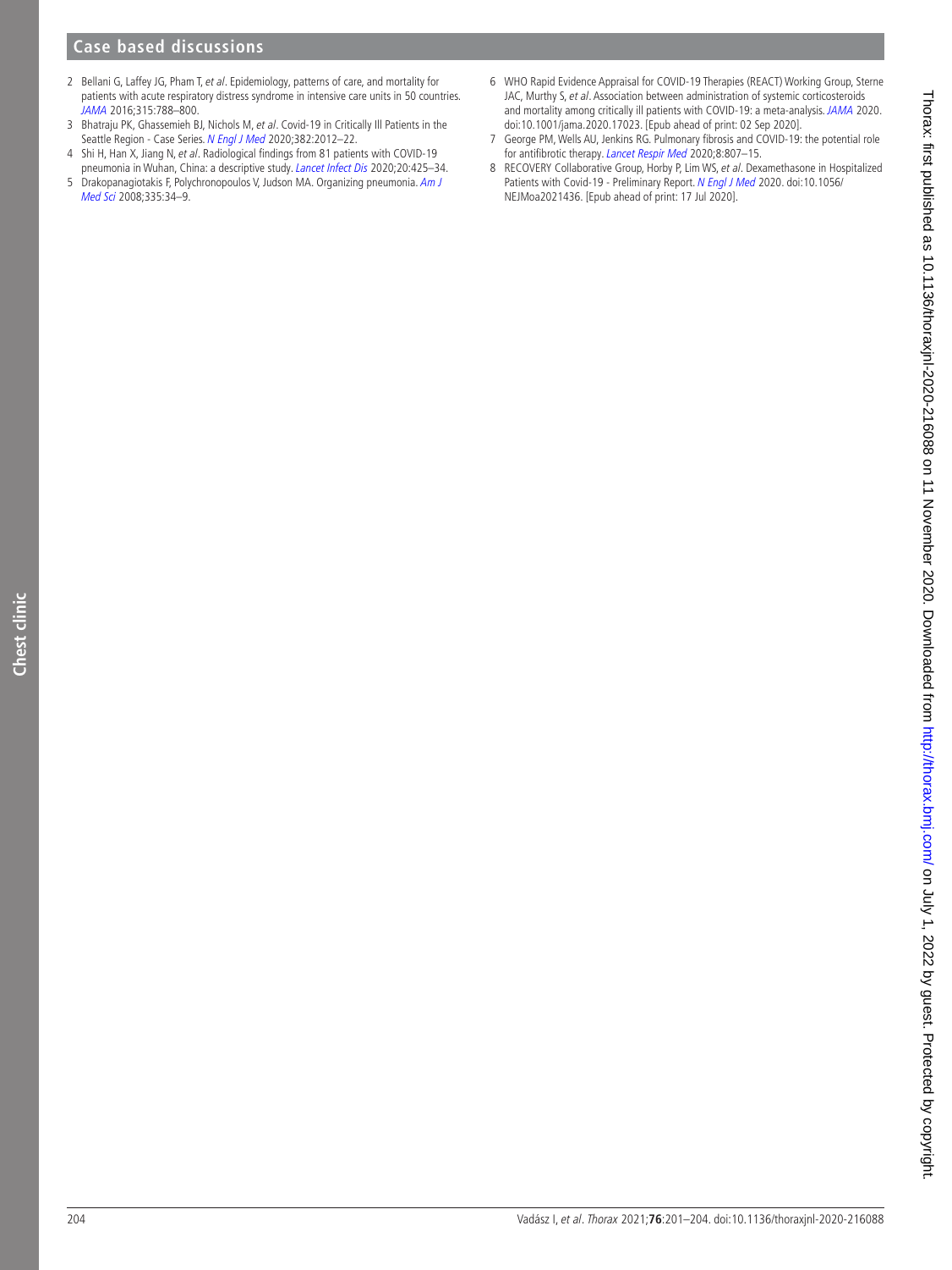2 Bellani G, Laffey JG, Pham T, *et al*. Epidemiology, patterns of care, and mortality for patients with acute respiratory distress syndrome in intensive care units in 50 countries. *JAMA* 2016;315:788–800.

3 Bhatraju PK, Ghassemieh BJ, Nichols M, *et al*. Covid-19 in Critically Ill Patients in the Seattle Region - Case Series. *N Engl J Med* 2020;382:2012–22.

4 Shi H, Han X, Jiang N, *et al*. Radiological findings from 81 patients with COVID-19 pneumonia in Wuhan, China: a descriptive study. *Lancet Infect Dis* 2020;20:425–34.

5 Drakopanagiotakis F, Polychronopoulos V, Judson MA. Organizing pneumonia. *Am J Med Sci* 2008;335:34–9.

6 WHO Rapid Evidence Appraisal for COVID-19 Therapies (REACT) Working Group, Sterne JAC, Murthy S, *et al*. Association between administration of systemic corticosteroids and mortality among critically ill patients with COVID-19: a meta-analysis. *JAMA* 2020. doi:10.1001/jama.2020.17023. [Epub ahead of print: 02 Sep 2020].

7 George PM, Wells AU, Jenkins RG. Pulmonary fibrosis and COVID-19: the potential role for antifibrotic therapy. *Lancet Respir Med* 2020;8:807–15.

8 RECOVERY Collaborative Group, Horby P, Lim WS, *et al*. Dexamethasone in Hospitalized Patients with Covid-19 - Preliminary Report. *N Engl J Med* 2020. doi:10.1056/NEJMoa2021436. [Epub ahead of print: 17 Jul 2020].